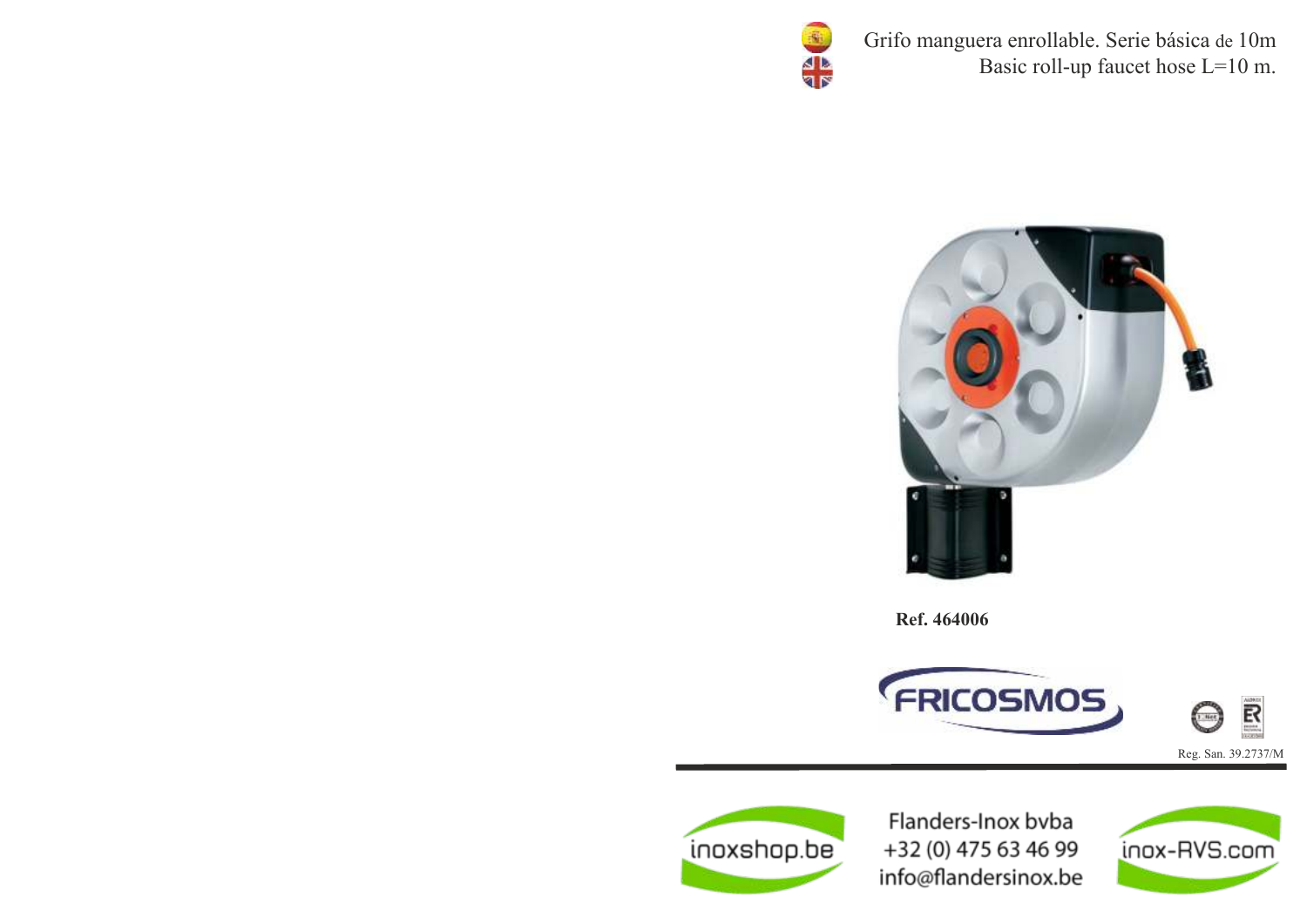Grifo manguera enrollable. Serie básica de 10m

Basic roll-up faucet hose L=10 m.

**Ref. 464006**

FRICOSMOS

Reg. San. 39.2737/M

inoxshop.be

Flanders-Inox bvba
+32 (0) 475 63 46 99
info@flandersinox.be

inox-RVS.com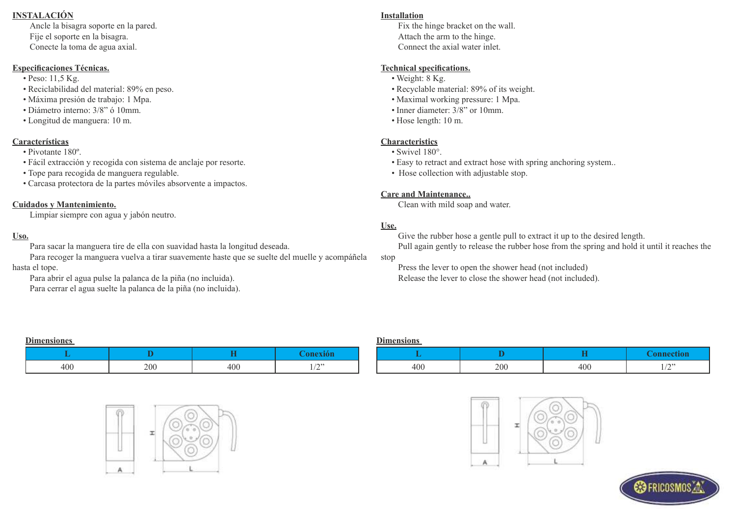## INSTALACIÓN

Ancle la bisagra soporte en la pared.
Fije el soporte en la bisagra.
Conecte la toma de agua axial.

## Especificaciones Técnicas.

- Peso: 11,5 Kg.
- Reciclabilidad del material: 89% en peso.
- Máxima presión de trabajo: 1 Mpa.
- Diámetro interno: 3/8" ó 10mm.
- Longitud de manguera: 10 m.

## Características

- Pivotante 180º.
- Fácil extracción y recogida con sistema de anclaje por resorte.
- Tope para recogida de manguera regulable.
- Carcasa protectora de la partes móviles absorvente a impactos.

## Cuidados y Mantenimiento.

Limpiar siempre con agua y jabón neutro.

## Uso.

Para sacar la manguera tire de ella con suavidad hasta la longitud deseada.

Para recoger la manguera vuelva a tirar suavemente haste que se suelte del muelle y acompáñela hasta el tope.

Para abrir el agua pulse la palanca de la piña (no incluida).

Para cerrar el agua suelte la palanca de la piña (no incluida).

## Dimensiones

| L | D | H | Conexión |
|---|---|---|---|
| 400 | 200 | 400 | 1/2" |

H

A

L

## Installation

Fix the hinge bracket on the wall.
Attach the arm to the hinge.
Connect the axial water inlet.

## Technical specifications.

- Weight: 8 Kg.
- Recyclable material: 89% of its weight.
- Maximal working pressure: 1 Mpa.
- Inner diameter: 3/8" or 10mm.
- Hose length: 10 m.

## Characteristics

- Swivel 180°.
- Easy to retract and extract hose with spring anchoring system..
- Hose collection with adjustable stop.

## Care and Maintenance..

Clean with mild soap and water.

## Use.

Give the rubber hose a gentle pull to extract it up to the desired length.

Pull again gently to release the rubber hose from the spring and hold it until it reaches the stop

Press the lever to open the shower head (not included)

Release the lever to close the shower head (not included).

## Dimensions

| L | D | H | Connection |
|---|---|---|---|
| 400 | 200 | 400 | 1/2" |

H

A

L

FRICOSMOS